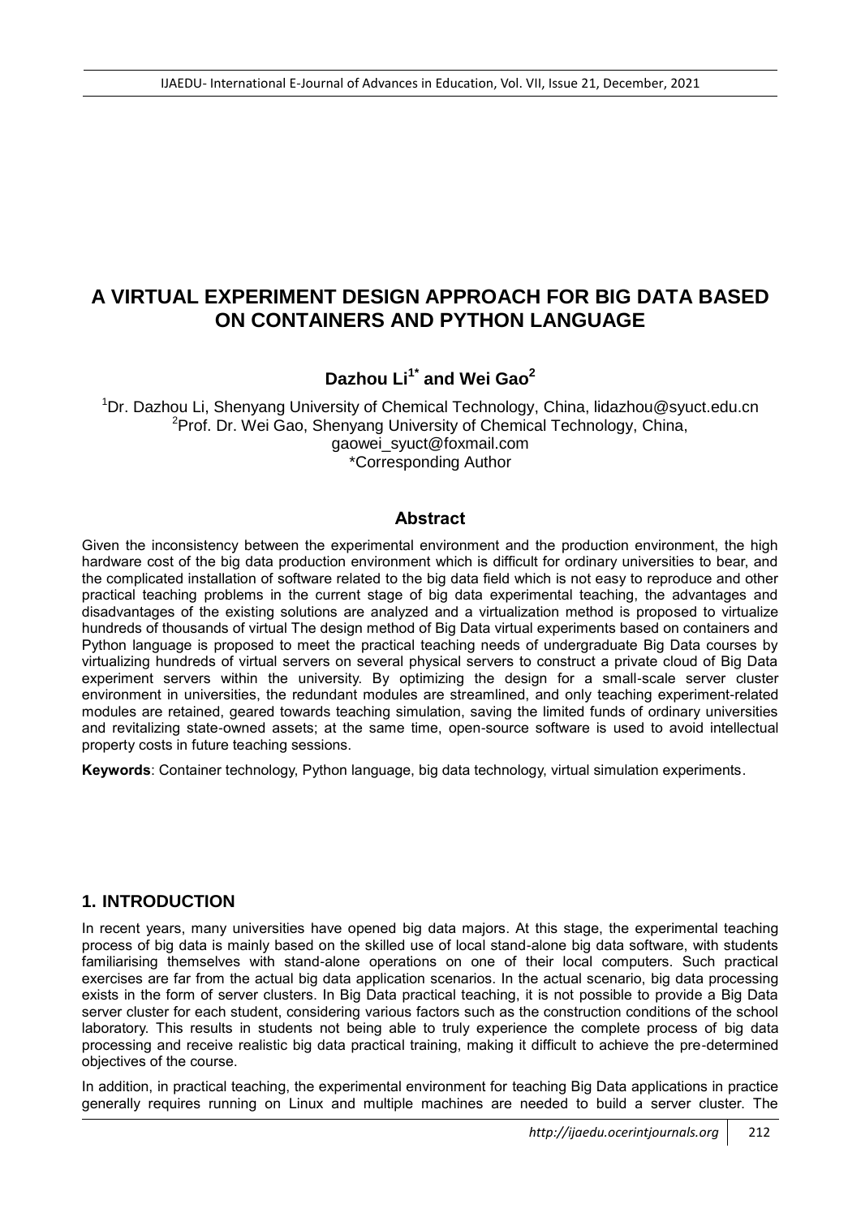# A VIRTUAL EXPERIMENT DESIGN APPROACH FOR BIG DATA BASED ON CONTAINERS AND PYTHON LANGUAGE

**Dazhou Li[1*] and Wei Gao[2]**

[1]Dr. Dazhou Li, Shenyang University of Chemical Technology, China, lidazhou@syuct.edu.cn
[2]Prof. Dr. Wei Gao, Shenyang University of Chemical Technology, China, gaowei_syuct@foxmail.com
*Corresponding Author

## Abstract

Given the inconsistency between the experimental environment and the production environment, the high hardware cost of the big data production environment which is difficult for ordinary universities to bear, and the complicated installation of software related to the big data field which is not easy to reproduce and other practical teaching problems in the current stage of big data experimental teaching, the advantages and disadvantages of the existing solutions are analyzed and a virtualization method is proposed to virtualize hundreds of thousands of virtual The design method of Big Data virtual experiments based on containers and Python language is proposed to meet the practical teaching needs of undergraduate Big Data courses by virtualizing hundreds of virtual servers on several physical servers to construct a private cloud of Big Data experiment servers within the university. By optimizing the design for a small-scale server cluster environment in universities, the redundant modules are streamlined, and only teaching experiment-related modules are retained, geared towards teaching simulation, saving the limited funds of ordinary universities and revitalizing state-owned assets; at the same time, open-source software is used to avoid intellectual property costs in future teaching sessions.

**Keywords**: Container technology, Python language, big data technology, virtual simulation experiments.

## 1. INTRODUCTION

In recent years, many universities have opened big data majors. At this stage, the experimental teaching process of big data is mainly based on the skilled use of local stand-alone big data software, with students familiarising themselves with stand-alone operations on one of their local computers. Such practical exercises are far from the actual big data application scenarios. In the actual scenario, big data processing exists in the form of server clusters. In Big Data practical teaching, it is not possible to provide a Big Data server cluster for each student, considering various factors such as the construction conditions of the school laboratory. This results in students not being able to truly experience the complete process of big data processing and receive realistic big data practical training, making it difficult to achieve the pre-determined objectives of the course.

In addition, in practical teaching, the experimental environment for teaching Big Data applications in practice generally requires running on Linux and multiple machines are needed to build a server cluster. The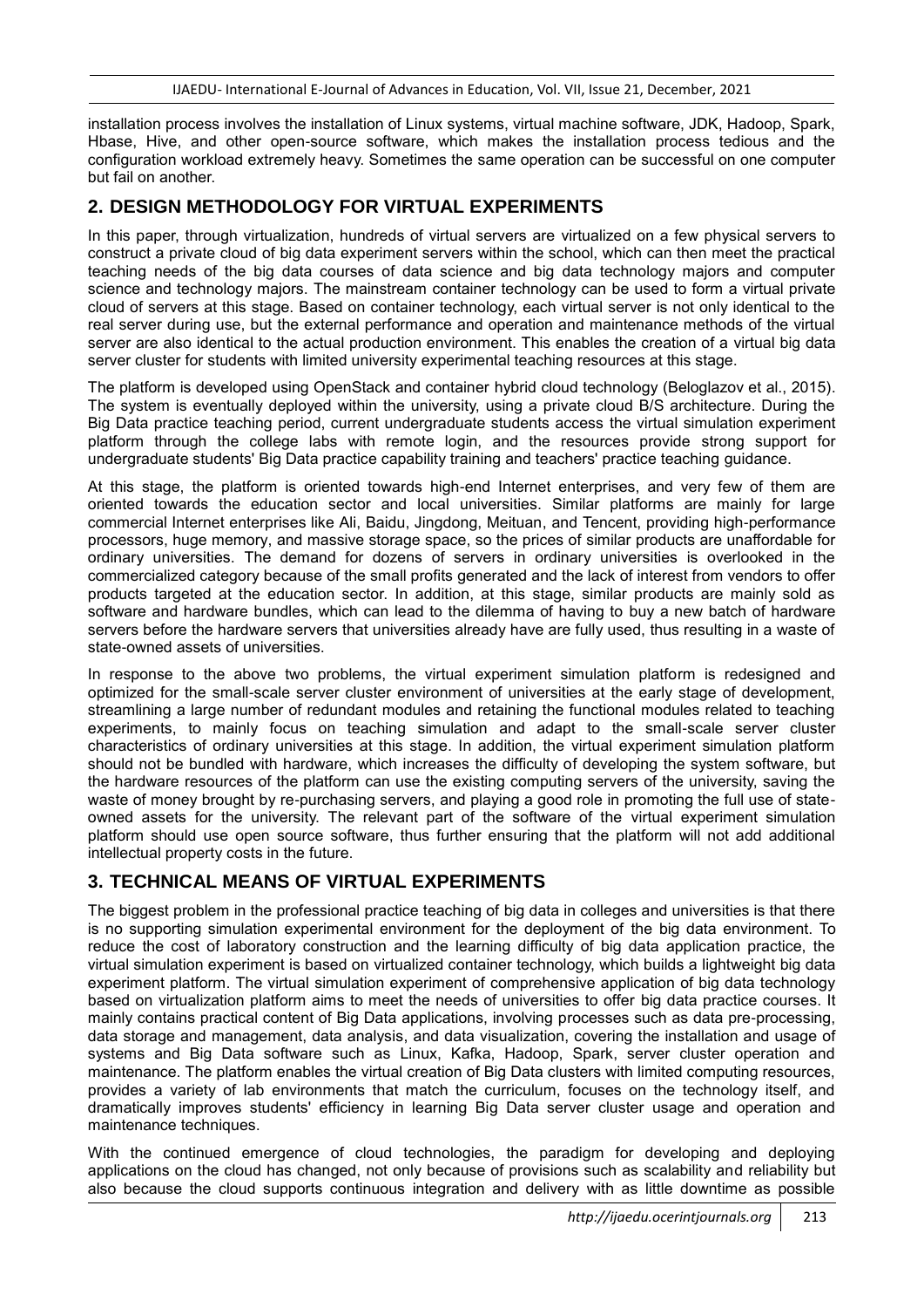installation process involves the installation of Linux systems, virtual machine software, JDK, Hadoop, Spark, Hbase, Hive, and other open-source software, which makes the installation process tedious and the configuration workload extremely heavy. Sometimes the same operation can be successful on one computer but fail on another.

## 2. DESIGN METHODOLOGY FOR VIRTUAL EXPERIMENTS

In this paper, through virtualization, hundreds of virtual servers are virtualized on a few physical servers to construct a private cloud of big data experiment servers within the school, which can then meet the practical teaching needs of the big data courses of data science and big data technology majors and computer science and technology majors. The mainstream container technology can be used to form a virtual private cloud of servers at this stage. Based on container technology, each virtual server is not only identical to the real server during use, but the external performance and operation and maintenance methods of the virtual server are also identical to the actual production environment. This enables the creation of a virtual big data server cluster for students with limited university experimental teaching resources at this stage.

The platform is developed using OpenStack and container hybrid cloud technology (Beloglazov et al., 2015). The system is eventually deployed within the university, using a private cloud B/S architecture. During the Big Data practice teaching period, current undergraduate students access the virtual simulation experiment platform through the college labs with remote login, and the resources provide strong support for undergraduate students' Big Data practice capability training and teachers' practice teaching guidance.

At this stage, the platform is oriented towards high-end Internet enterprises, and very few of them are oriented towards the education sector and local universities. Similar platforms are mainly for large commercial Internet enterprises like Ali, Baidu, Jingdong, Meituan, and Tencent, providing high-performance processors, huge memory, and massive storage space, so the prices of similar products are unaffordable for ordinary universities. The demand for dozens of servers in ordinary universities is overlooked in the commercialized category because of the small profits generated and the lack of interest from vendors to offer products targeted at the education sector. In addition, at this stage, similar products are mainly sold as software and hardware bundles, which can lead to the dilemma of having to buy a new batch of hardware servers before the hardware servers that universities already have are fully used, thus resulting in a waste of state-owned assets of universities.

In response to the above two problems, the virtual experiment simulation platform is redesigned and optimized for the small-scale server cluster environment of universities at the early stage of development, streamlining a large number of redundant modules and retaining the functional modules related to teaching experiments, to mainly focus on teaching simulation and adapt to the small-scale server cluster characteristics of ordinary universities at this stage. In addition, the virtual experiment simulation platform should not be bundled with hardware, which increases the difficulty of developing the system software, but the hardware resources of the platform can use the existing computing servers of the university, saving the waste of money brought by re-purchasing servers, and playing a good role in promoting the full use of state-owned assets for the university. The relevant part of the software of the virtual experiment simulation platform should use open source software, thus further ensuring that the platform will not add additional intellectual property costs in the future.

## 3. TECHNICAL MEANS OF VIRTUAL EXPERIMENTS

The biggest problem in the professional practice teaching of big data in colleges and universities is that there is no supporting simulation experimental environment for the deployment of the big data environment. To reduce the cost of laboratory construction and the learning difficulty of big data application practice, the virtual simulation experiment is based on virtualized container technology, which builds a lightweight big data experiment platform. The virtual simulation experiment of comprehensive application of big data technology based on virtualization platform aims to meet the needs of universities to offer big data practice courses. It mainly contains practical content of Big Data applications, involving processes such as data pre-processing, data storage and management, data analysis, and data visualization, covering the installation and usage of systems and Big Data software such as Linux, Kafka, Hadoop, Spark, server cluster operation and maintenance. The platform enables the virtual creation of Big Data clusters with limited computing resources, provides a variety of lab environments that match the curriculum, focuses on the technology itself, and dramatically improves students' efficiency in learning Big Data server cluster usage and operation and maintenance techniques.

With the continued emergence of cloud technologies, the paradigm for developing and deploying applications on the cloud has changed, not only because of provisions such as scalability and reliability but also because the cloud supports continuous integration and delivery with as little downtime as possible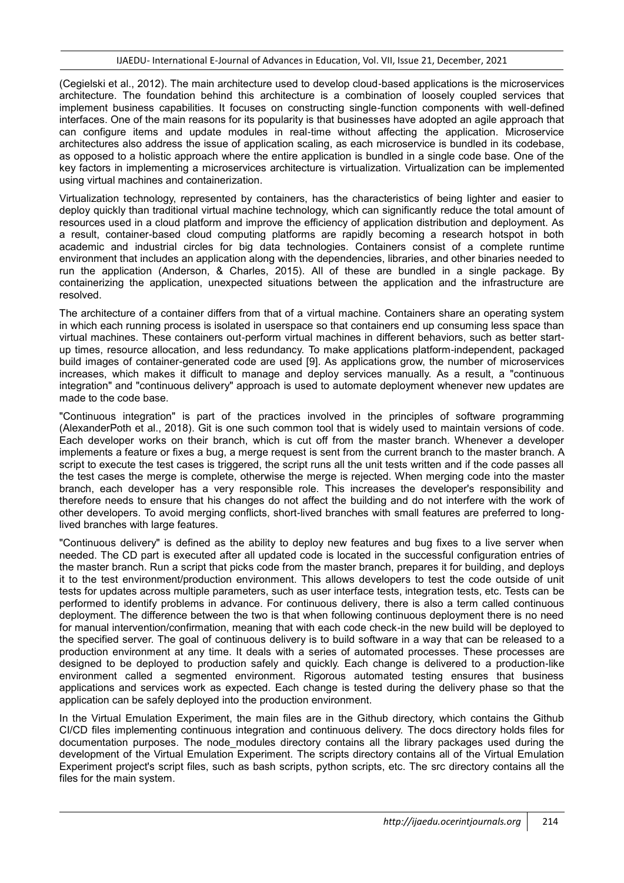(Cegielski et al., 2012). The main architecture used to develop cloud-based applications is the microservices architecture. The foundation behind this architecture is a combination of loosely coupled services that implement business capabilities. It focuses on constructing single-function components with well-defined interfaces. One of the main reasons for its popularity is that businesses have adopted an agile approach that can configure items and update modules in real-time without affecting the application. Microservice architectures also address the issue of application scaling, as each microservice is bundled in its codebase, as opposed to a holistic approach where the entire application is bundled in a single code base. One of the key factors in implementing a microservices architecture is virtualization. Virtualization can be implemented using virtual machines and containerization.

Virtualization technology, represented by containers, has the characteristics of being lighter and easier to deploy quickly than traditional virtual machine technology, which can significantly reduce the total amount of resources used in a cloud platform and improve the efficiency of application distribution and deployment. As a result, container-based cloud computing platforms are rapidly becoming a research hotspot in both academic and industrial circles for big data technologies. Containers consist of a complete runtime environment that includes an application along with the dependencies, libraries, and other binaries needed to run the application (Anderson, & Charles, 2015). All of these are bundled in a single package. By containerizing the application, unexpected situations between the application and the infrastructure are resolved.

The architecture of a container differs from that of a virtual machine. Containers share an operating system in which each running process is isolated in userspace so that containers end up consuming less space than virtual machines. These containers out-perform virtual machines in different behaviors, such as better start-up times, resource allocation, and less redundancy. To make applications platform-independent, packaged build images of container-generated code are used [9]. As applications grow, the number of microservices increases, which makes it difficult to manage and deploy services manually. As a result, a "continuous integration" and "continuous delivery" approach is used to automate deployment whenever new updates are made to the code base.

"Continuous integration" is part of the practices involved in the principles of software programming (AlexanderPoth et al., 2018). Git is one such common tool that is widely used to maintain versions of code. Each developer works on their branch, which is cut off from the master branch. Whenever a developer implements a feature or fixes a bug, a merge request is sent from the current branch to the master branch. A script to execute the test cases is triggered, the script runs all the unit tests written and if the code passes all the test cases the merge is complete, otherwise the merge is rejected. When merging code into the master branch, each developer has a very responsible role. This increases the developer's responsibility and therefore needs to ensure that his changes do not affect the building and do not interfere with the work of other developers. To avoid merging conflicts, short-lived branches with small features are preferred to long-lived branches with large features.

"Continuous delivery" is defined as the ability to deploy new features and bug fixes to a live server when needed. The CD part is executed after all updated code is located in the successful configuration entries of the master branch. Run a script that picks code from the master branch, prepares it for building, and deploys it to the test environment/production environment. This allows developers to test the code outside of unit tests for updates across multiple parameters, such as user interface tests, integration tests, etc. Tests can be performed to identify problems in advance. For continuous delivery, there is also a term called continuous deployment. The difference between the two is that when following continuous deployment there is no need for manual intervention/confirmation, meaning that with each code check-in the new build will be deployed to the specified server. The goal of continuous delivery is to build software in a way that can be released to a production environment at any time. It deals with a series of automated processes. These processes are designed to be deployed to production safely and quickly. Each change is delivered to a production-like environment called a segmented environment. Rigorous automated testing ensures that business applications and services work as expected. Each change is tested during the delivery phase so that the application can be safely deployed into the production environment.

In the Virtual Emulation Experiment, the main files are in the Github directory, which contains the Github CI/CD files implementing continuous integration and continuous delivery. The docs directory holds files for documentation purposes. The node_modules directory contains all the library packages used during the development of the Virtual Emulation Experiment. The scripts directory contains all of the Virtual Emulation Experiment project's script files, such as bash scripts, python scripts, etc. The src directory contains all the files for the main system.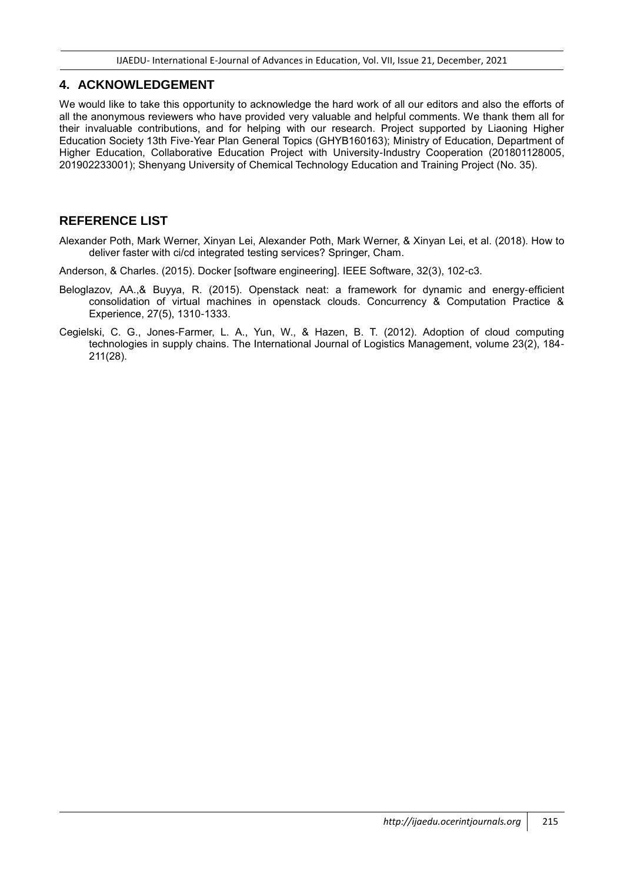## 4. ACKNOWLEDGEMENT

We would like to take this opportunity to acknowledge the hard work of all our editors and also the efforts of all the anonymous reviewers who have provided very valuable and helpful comments. We thank them all for their invaluable contributions, and for helping with our research. Project supported by Liaoning Higher Education Society 13th Five-Year Plan General Topics (GHYB160163); Ministry of Education, Department of Higher Education, Collaborative Education Project with University-Industry Cooperation (201801128005, 201902233001); Shenyang University of Chemical Technology Education and Training Project (No. 35).

## REFERENCE LIST

Alexander Poth, Mark Werner, Xinyan Lei, Alexander Poth, Mark Werner, & Xinyan Lei, et al. (2018). How to deliver faster with ci/cd integrated testing services? Springer, Cham.

Anderson, & Charles. (2015). Docker [software engineering]. IEEE Software, 32(3), 102-c3.

Beloglazov, AA.,& Buyya, R. (2015). Openstack neat: a framework for dynamic and energy-efficient consolidation of virtual machines in openstack clouds. Concurrency & Computation Practice & Experience, 27(5), 1310-1333.

Cegielski, C. G., Jones-Farmer, L. A., Yun, W., & Hazen, B. T. (2012). Adoption of cloud computing technologies in supply chains. The International Journal of Logistics Management, volume 23(2), 184-211(28).